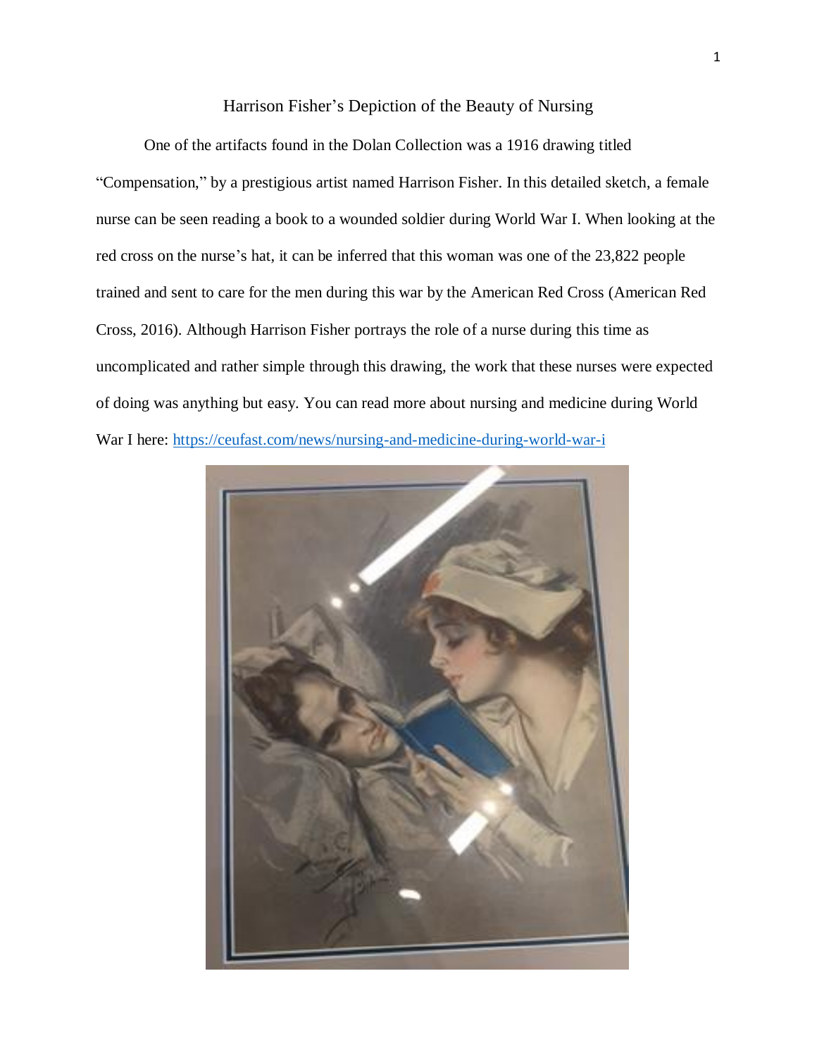# Harrison Fisher's Depiction of the Beauty of Nursing

One of the artifacts found in the Dolan Collection was a 1916 drawing titled "Compensation," by a prestigious artist named Harrison Fisher. In this detailed sketch, a female nurse can be seen reading a book to a wounded soldier during World War I. When looking at the red cross on the nurse's hat, it can be inferred that this woman was one of the 23,822 people trained and sent to care for the men during this war by the American Red Cross (American Red Cross, 2016). Although Harrison Fisher portrays the role of a nurse during this time as uncomplicated and rather simple through this drawing, the work that these nurses were expected of doing was anything but easy. You can read more about nursing and medicine during World War I here: https://ceufast.com/news/nursing-and-medicine-during-world-war-i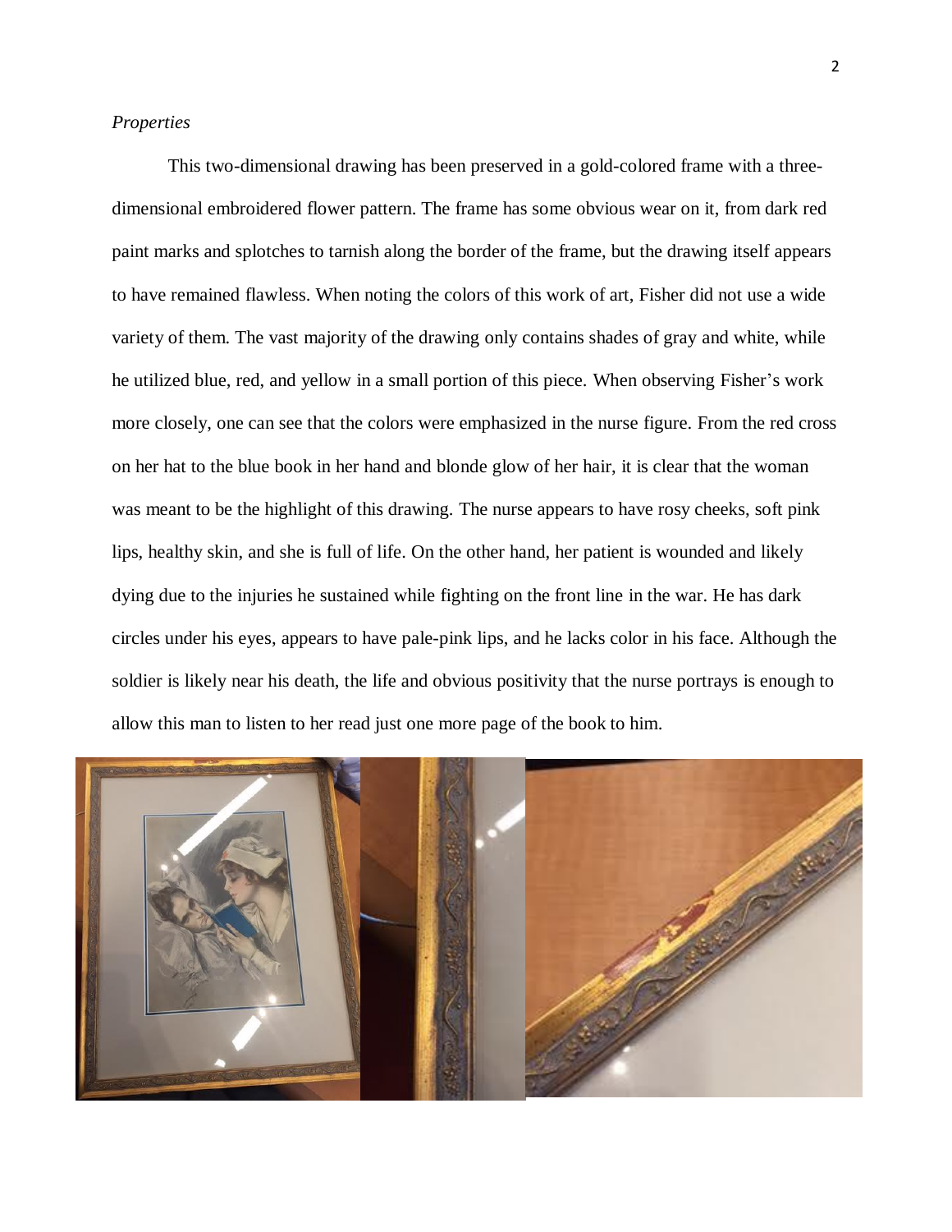*Properties*

This two-dimensional drawing has been preserved in a gold-colored frame with a three-dimensional embroidered flower pattern. The frame has some obvious wear on it, from dark red paint marks and splotches to tarnish along the border of the frame, but the drawing itself appears to have remained flawless. When noting the colors of this work of art, Fisher did not use a wide variety of them. The vast majority of the drawing only contains shades of gray and white, while he utilized blue, red, and yellow in a small portion of this piece. When observing Fisher's work more closely, one can see that the colors were emphasized in the nurse figure. From the red cross on her hat to the blue book in her hand and blonde glow of her hair, it is clear that the woman was meant to be the highlight of this drawing. The nurse appears to have rosy cheeks, soft pink lips, healthy skin, and she is full of life. On the other hand, her patient is wounded and likely dying due to the injuries he sustained while fighting on the front line in the war. He has dark circles under his eyes, appears to have pale-pink lips, and he lacks color in his face. Although the soldier is likely near his death, the life and obvious positivity that the nurse portrays is enough to allow this man to listen to her read just one more page of the book to him.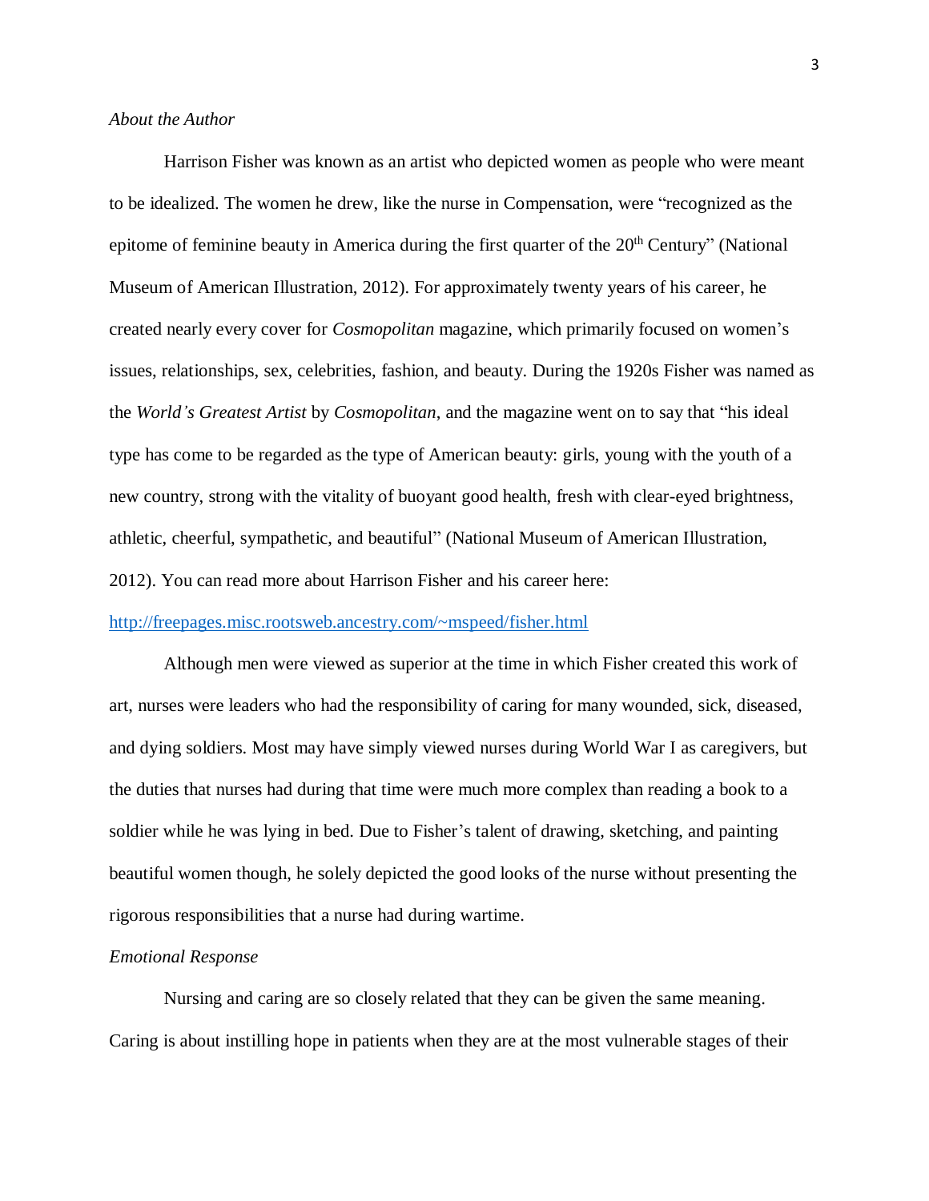*About the Author*

Harrison Fisher was known as an artist who depicted women as people who were meant to be idealized. The women he drew, like the nurse in Compensation, were "recognized as the epitome of feminine beauty in America during the first quarter of the 20th Century" (National Museum of American Illustration, 2012). For approximately twenty years of his career, he created nearly every cover for *Cosmopolitan* magazine, which primarily focused on women's issues, relationships, sex, celebrities, fashion, and beauty. During the 1920s Fisher was named as the *World's Greatest Artist* by *Cosmopolitan*, and the magazine went on to say that "his ideal type has come to be regarded as the type of American beauty: girls, young with the youth of a new country, strong with the vitality of buoyant good health, fresh with clear-eyed brightness, athletic, cheerful, sympathetic, and beautiful" (National Museum of American Illustration, 2012). You can read more about Harrison Fisher and his career here: http://freepages.misc.rootsweb.ancestry.com/~mspeed/fisher.html

Although men were viewed as superior at the time in which Fisher created this work of art, nurses were leaders who had the responsibility of caring for many wounded, sick, diseased, and dying soldiers. Most may have simply viewed nurses during World War I as caregivers, but the duties that nurses had during that time were much more complex than reading a book to a soldier while he was lying in bed. Due to Fisher's talent of drawing, sketching, and painting beautiful women though, he solely depicted the good looks of the nurse without presenting the rigorous responsibilities that a nurse had during wartime.

*Emotional Response*

Nursing and caring are so closely related that they can be given the same meaning. Caring is about instilling hope in patients when they are at the most vulnerable stages of their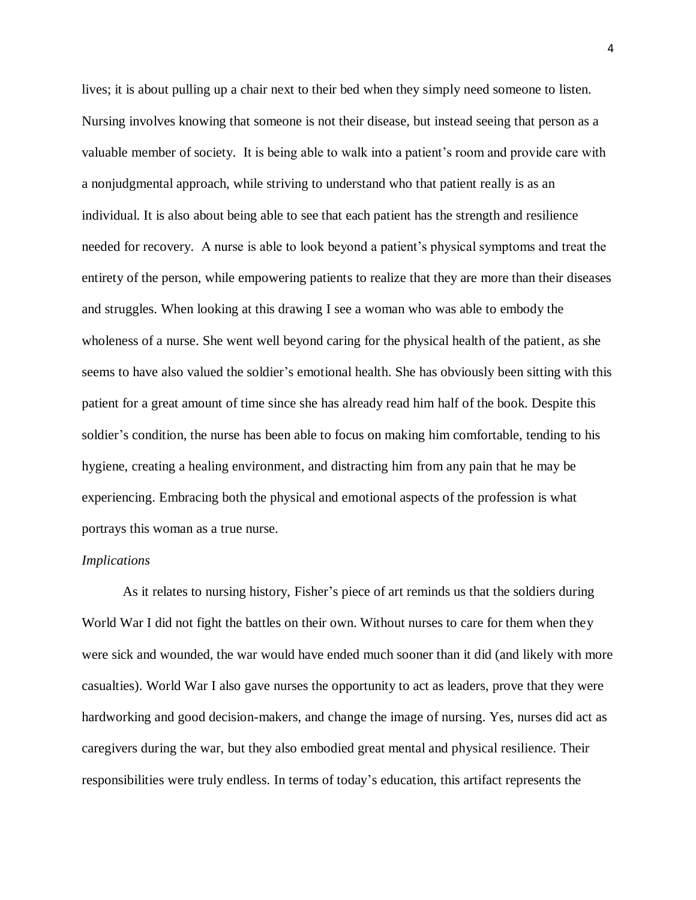lives; it is about pulling up a chair next to their bed when they simply need someone to listen. Nursing involves knowing that someone is not their disease, but instead seeing that person as a valuable member of society. It is being able to walk into a patient's room and provide care with a nonjudgmental approach, while striving to understand who that patient really is as an individual. It is also about being able to see that each patient has the strength and resilience needed for recovery. A nurse is able to look beyond a patient's physical symptoms and treat the entirety of the person, while empowering patients to realize that they are more than their diseases and struggles. When looking at this drawing I see a woman who was able to embody the wholeness of a nurse. She went well beyond caring for the physical health of the patient, as she seems to have also valued the soldier's emotional health. She has obviously been sitting with this patient for a great amount of time since she has already read him half of the book. Despite this soldier's condition, the nurse has been able to focus on making him comfortable, tending to his hygiene, creating a healing environment, and distracting him from any pain that he may be experiencing. Embracing both the physical and emotional aspects of the profession is what portrays this woman as a true nurse.

*Implications*

As it relates to nursing history, Fisher's piece of art reminds us that the soldiers during World War I did not fight the battles on their own. Without nurses to care for them when they were sick and wounded, the war would have ended much sooner than it did (and likely with more casualties). World War I also gave nurses the opportunity to act as leaders, prove that they were hardworking and good decision-makers, and change the image of nursing. Yes, nurses did act as caregivers during the war, but they also embodied great mental and physical resilience. Their responsibilities were truly endless. In terms of today's education, this artifact represents the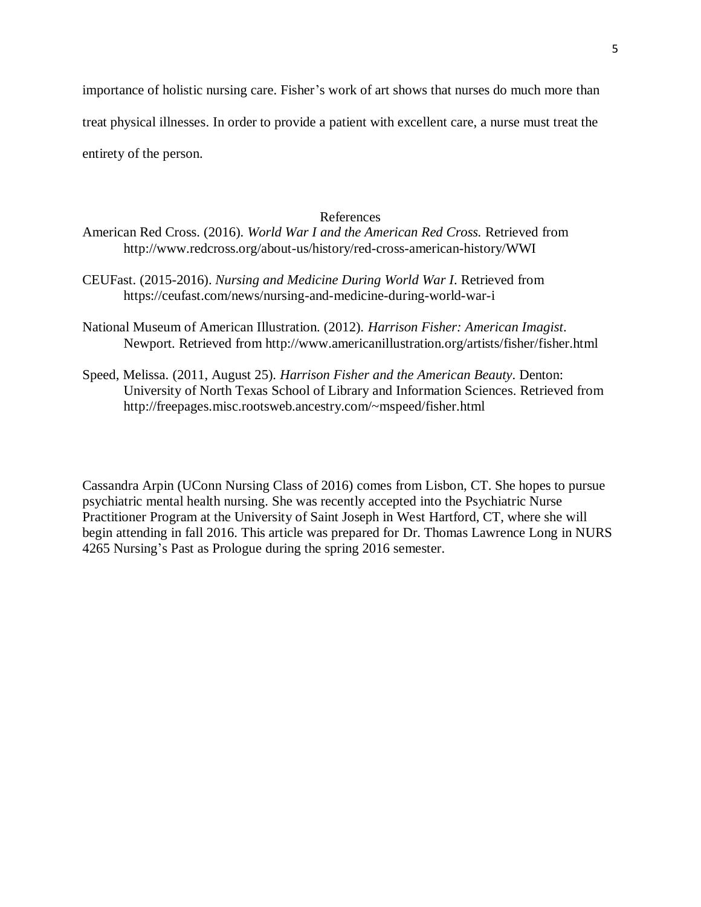importance of holistic nursing care. Fisher's work of art shows that nurses do much more than treat physical illnesses. In order to provide a patient with excellent care, a nurse must treat the entirety of the person.

## References

American Red Cross. (2016). *World War I and the American Red Cross.* Retrieved from http://www.redcross.org/about-us/history/red-cross-american-history/WWI

CEUFast. (2015-2016). *Nursing and Medicine During World War I*. Retrieved from https://ceufast.com/news/nursing-and-medicine-during-world-war-i

National Museum of American Illustration. (2012). *Harrison Fisher: American Imagist*. Newport. Retrieved from http://www.americanillustration.org/artists/fisher/fisher.html

Speed, Melissa. (2011, August 25). *Harrison Fisher and the American Beauty*. Denton: University of North Texas School of Library and Information Sciences. Retrieved from http://freepages.misc.rootsweb.ancestry.com/~mspeed/fisher.html

Cassandra Arpin (UConn Nursing Class of 2016) comes from Lisbon, CT. She hopes to pursue psychiatric mental health nursing. She was recently accepted into the Psychiatric Nurse Practitioner Program at the University of Saint Joseph in West Hartford, CT, where she will begin attending in fall 2016. This article was prepared for Dr. Thomas Lawrence Long in NURS 4265 Nursing's Past as Prologue during the spring 2016 semester.